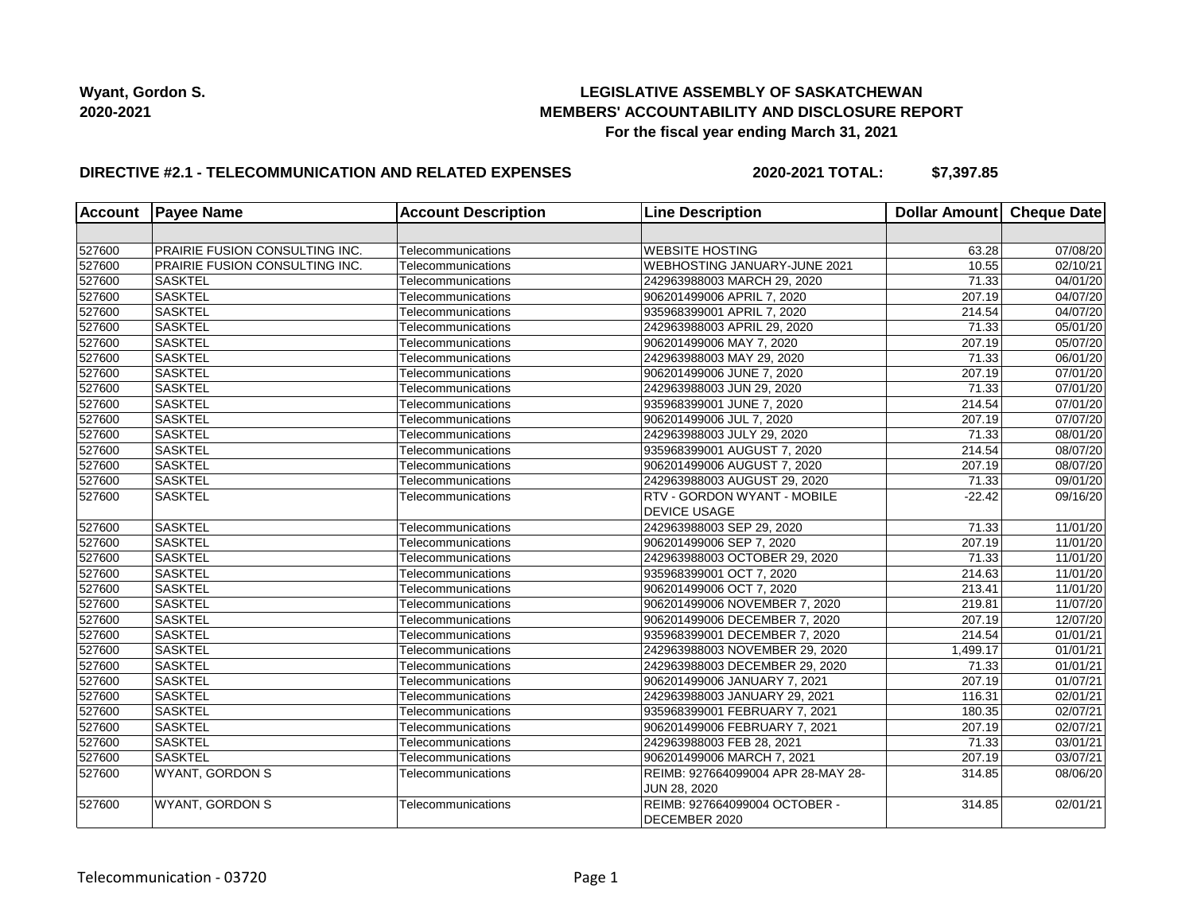**Wyant, Gordon S.**
**2020-2021**

## LEGISLATIVE ASSEMBLY OF SASKATCHEWAN
## MEMBERS' ACCOUNTABILITY AND DISCLOSURE REPORT
### For the fiscal year ending March 31, 2021

**DIRECTIVE #2.1 - TELECOMMUNICATION AND RELATED EXPENSES** **2020-2021 TOTAL: $7,397.85**

| Account | Payee Name | Account Description | Line Description | Dollar Amount | Cheque Date |
|---|---|---|---|---|---|
| | | | | | |
| 527600 | PRAIRIE FUSION CONSULTING INC. | Telecommunications | WEBSITE HOSTING | 63.28 | 07/08/20 |
| 527600 | PRAIRIE FUSION CONSULTING INC. | Telecommunications | WEBHOSTING JANUARY-JUNE 2021 | 10.55 | 02/10/21 |
| 527600 | SASKTEL | Telecommunications | 242963988003 MARCH 29, 2020 | 71.33 | 04/01/20 |
| 527600 | SASKTEL | Telecommunications | 906201499006 APRIL 7, 2020 | 207.19 | 04/07/20 |
| 527600 | SASKTEL | Telecommunications | 935968399001 APRIL 7, 2020 | 214.54 | 04/07/20 |
| 527600 | SASKTEL | Telecommunications | 242963988003 APRIL 29, 2020 | 71.33 | 05/01/20 |
| 527600 | SASKTEL | Telecommunications | 906201499006 MAY 7, 2020 | 207.19 | 05/07/20 |
| 527600 | SASKTEL | Telecommunications | 242963988003 MAY 29, 2020 | 71.33 | 06/01/20 |
| 527600 | SASKTEL | Telecommunications | 906201499006 JUNE 7, 2020 | 207.19 | 07/01/20 |
| 527600 | SASKTEL | Telecommunications | 242963988003 JUN 29, 2020 | 71.33 | 07/01/20 |
| 527600 | SASKTEL | Telecommunications | 935968399001 JUNE 7, 2020 | 214.54 | 07/01/20 |
| 527600 | SASKTEL | Telecommunications | 906201499006 JUL 7, 2020 | 207.19 | 07/07/20 |
| 527600 | SASKTEL | Telecommunications | 242963988003 JULY 29, 2020 | 71.33 | 08/01/20 |
| 527600 | SASKTEL | Telecommunications | 935968399001 AUGUST 7, 2020 | 214.54 | 08/07/20 |
| 527600 | SASKTEL | Telecommunications | 906201499006 AUGUST 7, 2020 | 207.19 | 08/07/20 |
| 527600 | SASKTEL | Telecommunications | 242963988003 AUGUST 29, 2020 | 71.33 | 09/01/20 |
| 527600 | SASKTEL | Telecommunications | RTV - GORDON WYANT - MOBILE DEVICE USAGE | -22.42 | 09/16/20 |
| 527600 | SASKTEL | Telecommunications | 242963988003 SEP 29, 2020 | 71.33 | 11/01/20 |
| 527600 | SASKTEL | Telecommunications | 906201499006 SEP 7, 2020 | 207.19 | 11/01/20 |
| 527600 | SASKTEL | Telecommunications | 242963988003 OCTOBER 29, 2020 | 71.33 | 11/01/20 |
| 527600 | SASKTEL | Telecommunications | 935968399001 OCT 7, 2020 | 214.63 | 11/01/20 |
| 527600 | SASKTEL | Telecommunications | 906201499006 OCT 7, 2020 | 213.41 | 11/01/20 |
| 527600 | SASKTEL | Telecommunications | 906201499006 NOVEMBER 7, 2020 | 219.81 | 11/07/20 |
| 527600 | SASKTEL | Telecommunications | 906201499006 DECEMBER 7, 2020 | 207.19 | 12/07/20 |
| 527600 | SASKTEL | Telecommunications | 935968399001 DECEMBER 7, 2020 | 214.54 | 01/01/21 |
| 527600 | SASKTEL | Telecommunications | 242963988003 NOVEMBER 29, 2020 | 1,499.17 | 01/01/21 |
| 527600 | SASKTEL | Telecommunications | 242963988003 DECEMBER 29, 2020 | 71.33 | 01/01/21 |
| 527600 | SASKTEL | Telecommunications | 906201499006 JANUARY 7, 2021 | 207.19 | 01/07/21 |
| 527600 | SASKTEL | Telecommunications | 242963988003 JANUARY 29, 2021 | 116.31 | 02/01/21 |
| 527600 | SASKTEL | Telecommunications | 935968399001 FEBRUARY 7, 2021 | 180.35 | 02/07/21 |
| 527600 | SASKTEL | Telecommunications | 906201499006 FEBRUARY 7, 2021 | 207.19 | 02/07/21 |
| 527600 | SASKTEL | Telecommunications | 242963988003 FEB 28, 2021 | 71.33 | 03/01/21 |
| 527600 | SASKTEL | Telecommunications | 906201499006 MARCH 7, 2021 | 207.19 | 03/07/21 |
| 527600 | WYANT, GORDON S | Telecommunications | REIMB: 927664099004 APR 28-MAY 28-JUN 28, 2020 | 314.85 | 08/06/20 |
| 527600 | WYANT, GORDON S | Telecommunications | REIMB: 927664099004 OCTOBER - DECEMBER 2020 | 314.85 | 02/01/21 |

Telecommunication - 03720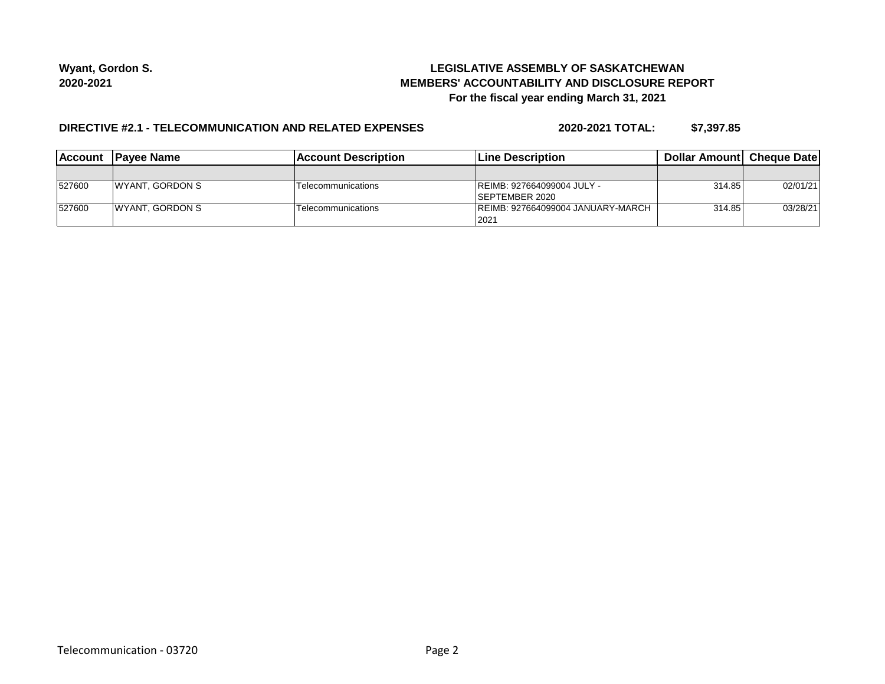**Wyant, Gordon S.**
**2020-2021**

**LEGISLATIVE ASSEMBLY OF SASKATCHEWAN**
**MEMBERS' ACCOUNTABILITY AND DISCLOSURE REPORT**
**For the fiscal year ending March 31, 2021**

**DIRECTIVE #2.1 - TELECOMMUNICATION AND RELATED EXPENSES** **2020-2021 TOTAL: $7,397.85**

| Account | Payee Name | Account Description | Line Description | Dollar Amount | Cheque Date |
|---|---|---|---|---|---|
| | | | | | |
| 527600 | WYANT, GORDON S | Telecommunications | REIMB: 927664099004 JULY - SEPTEMBER 2020 | 314.85 | 02/01/21 |
| 527600 | WYANT, GORDON S | Telecommunications | REIMB: 927664099004 JANUARY-MARCH 2021 | 314.85 | 03/28/21 |

Telecommunication - 03720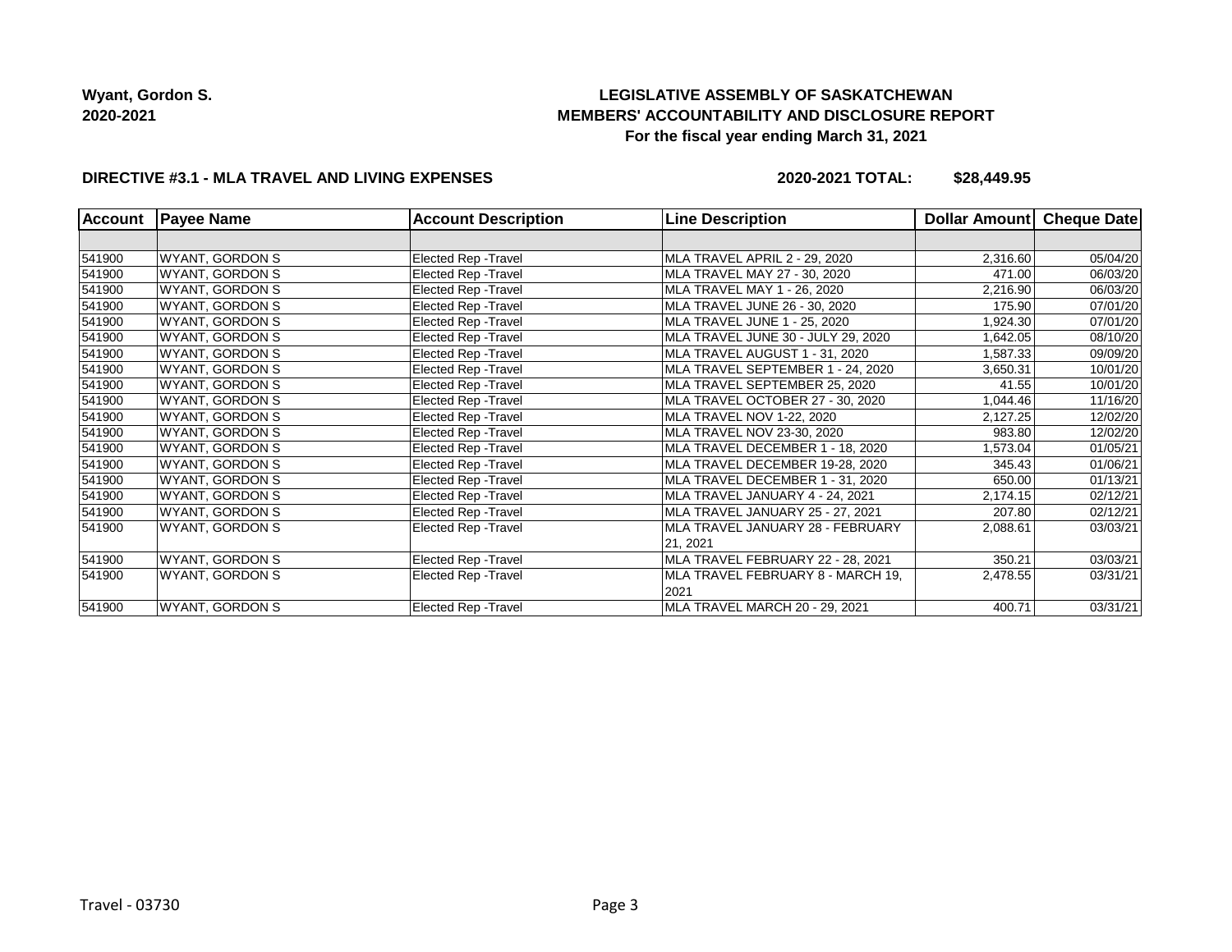**Wyant, Gordon S.**
**2020-2021**

**LEGISLATIVE ASSEMBLY OF SASKATCHEWAN**
**MEMBERS' ACCOUNTABILITY AND DISCLOSURE REPORT**
**For the fiscal year ending March 31, 2021**

**DIRECTIVE #3.1 - MLA TRAVEL AND LIVING EXPENSES**

**2020-2021 TOTAL: $28,449.95**

| Account | Payee Name | Account Description | Line Description | Dollar Amount | Cheque Date |
|---|---|---|---|---|---|
| | | | | | |
| 541900 | WYANT, GORDON S | Elected Rep -Travel | MLA TRAVEL APRIL 2 - 29, 2020 | 2,316.60 | 05/04/20 |
| 541900 | WYANT, GORDON S | Elected Rep -Travel | MLA TRAVEL MAY 27 - 30, 2020 | 471.00 | 06/03/20 |
| 541900 | WYANT, GORDON S | Elected Rep -Travel | MLA TRAVEL MAY 1 - 26, 2020 | 2,216.90 | 06/03/20 |
| 541900 | WYANT, GORDON S | Elected Rep -Travel | MLA TRAVEL JUNE 26 - 30, 2020 | 175.90 | 07/01/20 |
| 541900 | WYANT, GORDON S | Elected Rep -Travel | MLA TRAVEL JUNE 1 - 25, 2020 | 1,924.30 | 07/01/20 |
| 541900 | WYANT, GORDON S | Elected Rep -Travel | MLA TRAVEL JUNE 30 - JULY 29, 2020 | 1,642.05 | 08/10/20 |
| 541900 | WYANT, GORDON S | Elected Rep -Travel | MLA TRAVEL AUGUST 1 - 31, 2020 | 1,587.33 | 09/09/20 |
| 541900 | WYANT, GORDON S | Elected Rep -Travel | MLA TRAVEL SEPTEMBER 1 - 24, 2020 | 3,650.31 | 10/01/20 |
| 541900 | WYANT, GORDON S | Elected Rep -Travel | MLA TRAVEL SEPTEMBER 25, 2020 | 41.55 | 10/01/20 |
| 541900 | WYANT, GORDON S | Elected Rep -Travel | MLA TRAVEL OCTOBER 27 - 30, 2020 | 1,044.46 | 11/16/20 |
| 541900 | WYANT, GORDON S | Elected Rep -Travel | MLA TRAVEL NOV 1-22, 2020 | 2,127.25 | 12/02/20 |
| 541900 | WYANT, GORDON S | Elected Rep -Travel | MLA TRAVEL NOV 23-30, 2020 | 983.80 | 12/02/20 |
| 541900 | WYANT, GORDON S | Elected Rep -Travel | MLA TRAVEL DECEMBER 1 - 18, 2020 | 1,573.04 | 01/05/21 |
| 541900 | WYANT, GORDON S | Elected Rep -Travel | MLA TRAVEL DECEMBER 19-28, 2020 | 345.43 | 01/06/21 |
| 541900 | WYANT, GORDON S | Elected Rep -Travel | MLA TRAVEL DECEMBER 1 - 31, 2020 | 650.00 | 01/13/21 |
| 541900 | WYANT, GORDON S | Elected Rep -Travel | MLA TRAVEL JANUARY 4 - 24, 2021 | 2,174.15 | 02/12/21 |
| 541900 | WYANT, GORDON S | Elected Rep -Travel | MLA TRAVEL JANUARY 25 - 27, 2021 | 207.80 | 02/12/21 |
| 541900 | WYANT, GORDON S | Elected Rep -Travel | MLA TRAVEL JANUARY 28 - FEBRUARY 21, 2021 | 2,088.61 | 03/03/21 |
| 541900 | WYANT, GORDON S | Elected Rep -Travel | MLA TRAVEL FEBRUARY 22 - 28, 2021 | 350.21 | 03/03/21 |
| 541900 | WYANT, GORDON S | Elected Rep -Travel | MLA TRAVEL FEBRUARY 8 - MARCH 19, 2021 | 2,478.55 | 03/31/21 |
| 541900 | WYANT, GORDON S | Elected Rep -Travel | MLA TRAVEL MARCH 20 - 29, 2021 | 400.71 | 03/31/21 |

Travel - 03730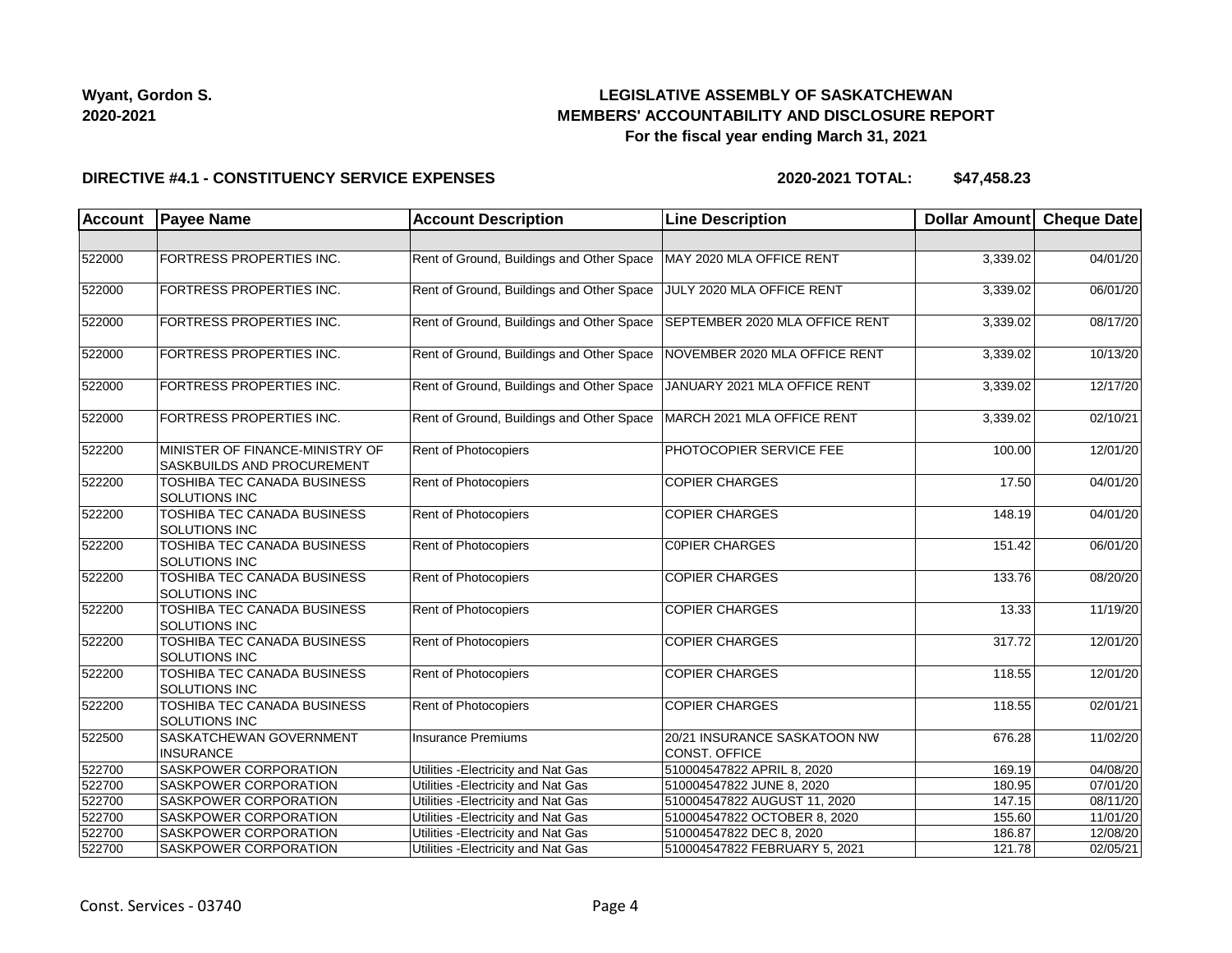**Wyant, Gordon S.**
**2020-2021**

**LEGISLATIVE ASSEMBLY OF SASKATCHEWAN**
**MEMBERS' ACCOUNTABILITY AND DISCLOSURE REPORT**
**For the fiscal year ending March 31, 2021**

**DIRECTIVE #4.1 - CONSTITUENCY SERVICE EXPENSES** **2020-2021 TOTAL: $47,458.23**

| Account | Payee Name | Account Description | Line Description | Dollar Amount | Cheque Date |
|---|---|---|---|---|---|
| | | | | | |
| 522000 | FORTRESS PROPERTIES INC. | Rent of Ground, Buildings and Other Space | MAY 2020 MLA OFFICE RENT | 3,339.02 | 04/01/20 |
| 522000 | FORTRESS PROPERTIES INC. | Rent of Ground, Buildings and Other Space | JULY 2020 MLA OFFICE RENT | 3,339.02 | 06/01/20 |
| 522000 | FORTRESS PROPERTIES INC. | Rent of Ground, Buildings and Other Space | SEPTEMBER 2020 MLA OFFICE RENT | 3,339.02 | 08/17/20 |
| 522000 | FORTRESS PROPERTIES INC. | Rent of Ground, Buildings and Other Space | NOVEMBER 2020 MLA OFFICE RENT | 3,339.02 | 10/13/20 |
| 522000 | FORTRESS PROPERTIES INC. | Rent of Ground, Buildings and Other Space | JANUARY 2021 MLA OFFICE RENT | 3,339.02 | 12/17/20 |
| 522000 | FORTRESS PROPERTIES INC. | Rent of Ground, Buildings and Other Space | MARCH 2021 MLA OFFICE RENT | 3,339.02 | 02/10/21 |
| 522200 | MINISTER OF FINANCE-MINISTRY OF SASKBUILDS AND PROCUREMENT | Rent of Photocopiers | PHOTOCOPIER SERVICE FEE | 100.00 | 12/01/20 |
| 522200 | TOSHIBA TEC CANADA BUSINESS SOLUTIONS INC | Rent of Photocopiers | COPIER CHARGES | 17.50 | 04/01/20 |
| 522200 | TOSHIBA TEC CANADA BUSINESS SOLUTIONS INC | Rent of Photocopiers | COPIER CHARGES | 148.19 | 04/01/20 |
| 522200 | TOSHIBA TEC CANADA BUSINESS SOLUTIONS INC | Rent of Photocopiers | C0PIER CHARGES | 151.42 | 06/01/20 |
| 522200 | TOSHIBA TEC CANADA BUSINESS SOLUTIONS INC | Rent of Photocopiers | COPIER CHARGES | 133.76 | 08/20/20 |
| 522200 | TOSHIBA TEC CANADA BUSINESS SOLUTIONS INC | Rent of Photocopiers | COPIER CHARGES | 13.33 | 11/19/20 |
| 522200 | TOSHIBA TEC CANADA BUSINESS SOLUTIONS INC | Rent of Photocopiers | COPIER CHARGES | 317.72 | 12/01/20 |
| 522200 | TOSHIBA TEC CANADA BUSINESS SOLUTIONS INC | Rent of Photocopiers | COPIER CHARGES | 118.55 | 12/01/20 |
| 522200 | TOSHIBA TEC CANADA BUSINESS SOLUTIONS INC | Rent of Photocopiers | COPIER CHARGES | 118.55 | 02/01/21 |
| 522500 | SASKATCHEWAN GOVERNMENT INSURANCE | Insurance Premiums | 20/21 INSURANCE SASKATOON NW CONST. OFFICE | 676.28 | 11/02/20 |
| 522700 | SASKPOWER CORPORATION | Utilities -Electricity and Nat Gas | 510004547822 APRIL 8, 2020 | 169.19 | 04/08/20 |
| 522700 | SASKPOWER CORPORATION | Utilities -Electricity and Nat Gas | 510004547822 JUNE 8, 2020 | 180.95 | 07/01/20 |
| 522700 | SASKPOWER CORPORATION | Utilities -Electricity and Nat Gas | 510004547822 AUGUST 11, 2020 | 147.15 | 08/11/20 |
| 522700 | SASKPOWER CORPORATION | Utilities -Electricity and Nat Gas | 510004547822 OCTOBER 8, 2020 | 155.60 | 11/01/20 |
| 522700 | SASKPOWER CORPORATION | Utilities -Electricity and Nat Gas | 510004547822 DEC 8, 2020 | 186.87 | 12/08/20 |
| 522700 | SASKPOWER CORPORATION | Utilities -Electricity and Nat Gas | 510004547822 FEBRUARY 5, 2021 | 121.78 | 02/05/21 |

Const. Services - 03740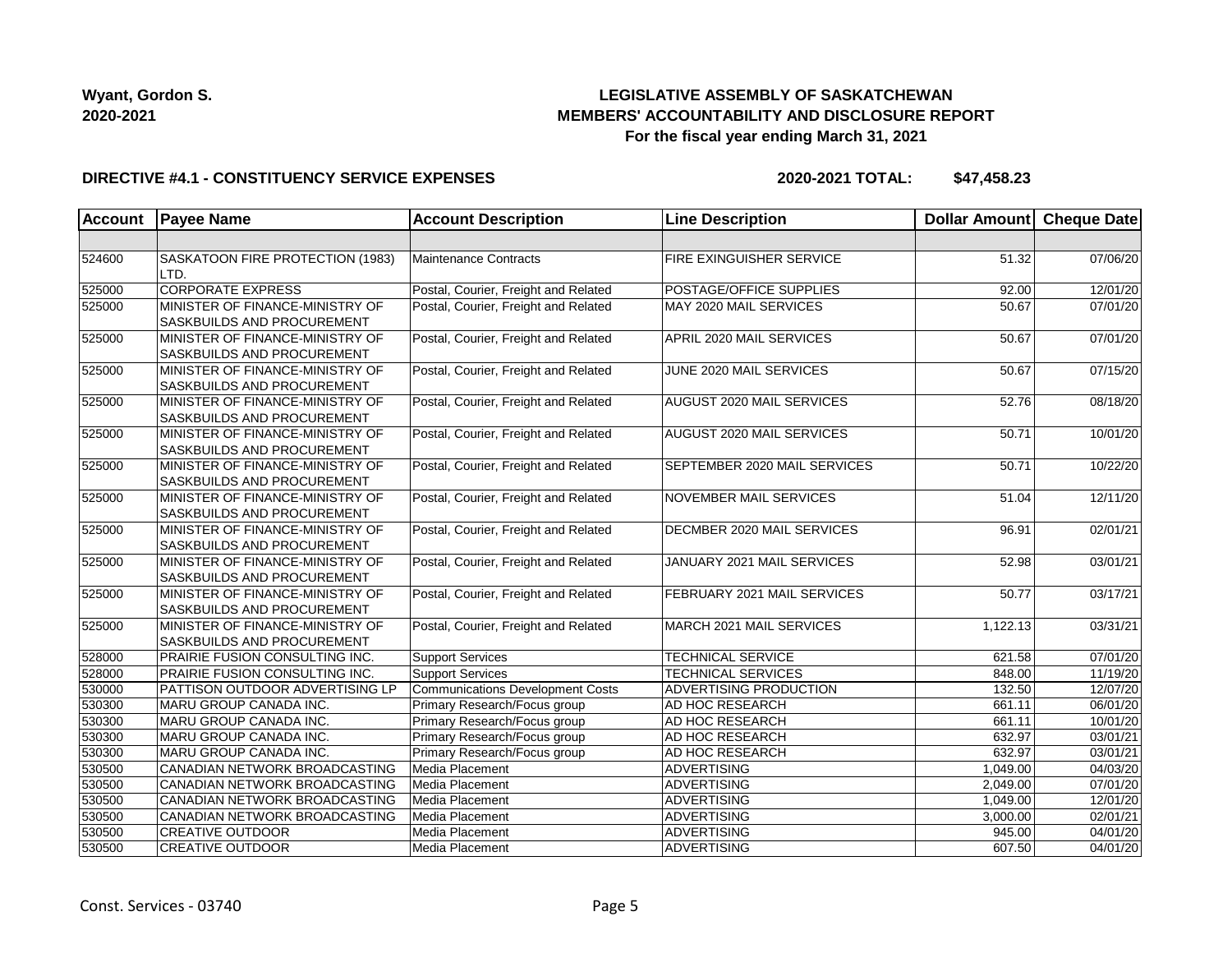**Wyant, Gordon S.**
**2020-2021**

## LEGISLATIVE ASSEMBLY OF SASKATCHEWAN
## MEMBERS' ACCOUNTABILITY AND DISCLOSURE REPORT
### For the fiscal year ending March 31, 2021

**DIRECTIVE #4.1 - CONSTITUENCY SERVICE EXPENSES** **2020-2021 TOTAL: $47,458.23**

| Account | Payee Name | Account Description | Line Description | Dollar Amount | Cheque Date |
|---|---|---|---|---|---|
| | | | | | |
| 524600 | SASKATOON FIRE PROTECTION (1983) LTD. | Maintenance Contracts | FIRE EXINGUISHER SERVICE | 51.32 | 07/06/20 |
| 525000 | CORPORATE EXPRESS | Postal, Courier, Freight and Related | POSTAGE/OFFICE SUPPLIES | 92.00 | 12/01/20 |
| 525000 | MINISTER OF FINANCE-MINISTRY OF SASKBUILDS AND PROCUREMENT | Postal, Courier, Freight and Related | MAY 2020 MAIL SERVICES | 50.67 | 07/01/20 |
| 525000 | MINISTER OF FINANCE-MINISTRY OF SASKBUILDS AND PROCUREMENT | Postal, Courier, Freight and Related | APRIL 2020 MAIL SERVICES | 50.67 | 07/01/20 |
| 525000 | MINISTER OF FINANCE-MINISTRY OF SASKBUILDS AND PROCUREMENT | Postal, Courier, Freight and Related | JUNE 2020 MAIL SERVICES | 50.67 | 07/15/20 |
| 525000 | MINISTER OF FINANCE-MINISTRY OF SASKBUILDS AND PROCUREMENT | Postal, Courier, Freight and Related | AUGUST 2020 MAIL SERVICES | 52.76 | 08/18/20 |
| 525000 | MINISTER OF FINANCE-MINISTRY OF SASKBUILDS AND PROCUREMENT | Postal, Courier, Freight and Related | AUGUST 2020 MAIL SERVICES | 50.71 | 10/01/20 |
| 525000 | MINISTER OF FINANCE-MINISTRY OF SASKBUILDS AND PROCUREMENT | Postal, Courier, Freight and Related | SEPTEMBER 2020 MAIL SERVICES | 50.71 | 10/22/20 |
| 525000 | MINISTER OF FINANCE-MINISTRY OF SASKBUILDS AND PROCUREMENT | Postal, Courier, Freight and Related | NOVEMBER MAIL SERVICES | 51.04 | 12/11/20 |
| 525000 | MINISTER OF FINANCE-MINISTRY OF SASKBUILDS AND PROCUREMENT | Postal, Courier, Freight and Related | DECMBER 2020 MAIL SERVICES | 96.91 | 02/01/21 |
| 525000 | MINISTER OF FINANCE-MINISTRY OF SASKBUILDS AND PROCUREMENT | Postal, Courier, Freight and Related | JANUARY 2021 MAIL SERVICES | 52.98 | 03/01/21 |
| 525000 | MINISTER OF FINANCE-MINISTRY OF SASKBUILDS AND PROCUREMENT | Postal, Courier, Freight and Related | FEBRUARY 2021 MAIL SERVICES | 50.77 | 03/17/21 |
| 525000 | MINISTER OF FINANCE-MINISTRY OF SASKBUILDS AND PROCUREMENT | Postal, Courier, Freight and Related | MARCH 2021 MAIL SERVICES | 1,122.13 | 03/31/21 |
| 528000 | PRAIRIE FUSION CONSULTING INC. | Support Services | TECHNICAL SERVICE | 621.58 | 07/01/20 |
| 528000 | PRAIRIE FUSION CONSULTING INC. | Support Services | TECHNICAL SERVICES | 848.00 | 11/19/20 |
| 530000 | PATTISON OUTDOOR ADVERTISING LP | Communications Development Costs | ADVERTISING PRODUCTION | 132.50 | 12/07/20 |
| 530300 | MARU GROUP CANADA INC. | Primary Research/Focus group | AD HOC RESEARCH | 661.11 | 06/01/20 |
| 530300 | MARU GROUP CANADA INC. | Primary Research/Focus group | AD HOC RESEARCH | 661.11 | 10/01/20 |
| 530300 | MARU GROUP CANADA INC. | Primary Research/Focus group | AD HOC RESEARCH | 632.97 | 03/01/21 |
| 530300 | MARU GROUP CANADA INC. | Primary Research/Focus group | AD HOC RESEARCH | 632.97 | 03/01/21 |
| 530500 | CANADIAN NETWORK BROADCASTING | Media Placement | ADVERTISING | 1,049.00 | 04/03/20 |
| 530500 | CANADIAN NETWORK BROADCASTING | Media Placement | ADVERTISING | 2,049.00 | 07/01/20 |
| 530500 | CANADIAN NETWORK BROADCASTING | Media Placement | ADVERTISING | 1,049.00 | 12/01/20 |
| 530500 | CANADIAN NETWORK BROADCASTING | Media Placement | ADVERTISING | 3,000.00 | 02/01/21 |
| 530500 | CREATIVE OUTDOOR | Media Placement | ADVERTISING | 945.00 | 04/01/20 |
| 530500 | CREATIVE OUTDOOR | Media Placement | ADVERTISING | 607.50 | 04/01/20 |

Const. Services - 03740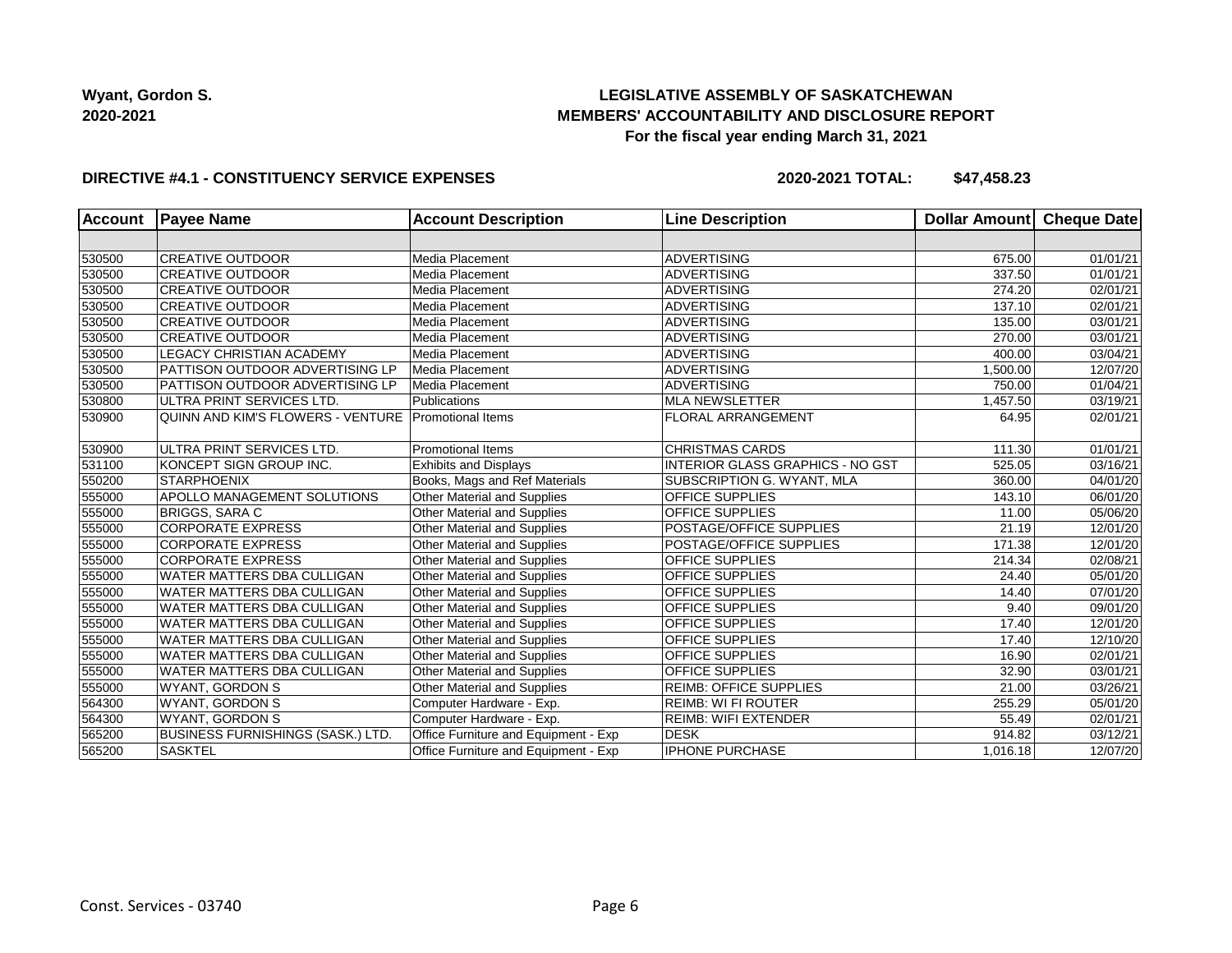**Wyant, Gordon S.**
**2020-2021**

**LEGISLATIVE ASSEMBLY OF SASKATCHEWAN**
**MEMBERS' ACCOUNTABILITY AND DISCLOSURE REPORT**
**For the fiscal year ending March 31, 2021**

**DIRECTIVE #4.1 - CONSTITUENCY SERVICE EXPENSES** **2020-2021 TOTAL: $47,458.23**

| Account | Payee Name | Account Description | Line Description | Dollar Amount | Cheque Date |
|---|---|---|---|---|---|
| | | | | | |
| 530500 | CREATIVE OUTDOOR | Media Placement | ADVERTISING | 675.00 | 01/01/21 |
| 530500 | CREATIVE OUTDOOR | Media Placement | ADVERTISING | 337.50 | 01/01/21 |
| 530500 | CREATIVE OUTDOOR | Media Placement | ADVERTISING | 274.20 | 02/01/21 |
| 530500 | CREATIVE OUTDOOR | Media Placement | ADVERTISING | 137.10 | 02/01/21 |
| 530500 | CREATIVE OUTDOOR | Media Placement | ADVERTISING | 135.00 | 03/01/21 |
| 530500 | CREATIVE OUTDOOR | Media Placement | ADVERTISING | 270.00 | 03/01/21 |
| 530500 | LEGACY CHRISTIAN ACADEMY | Media Placement | ADVERTISING | 400.00 | 03/04/21 |
| 530500 | PATTISON OUTDOOR ADVERTISING LP | Media Placement | ADVERTISING | 1,500.00 | 12/07/20 |
| 530500 | PATTISON OUTDOOR ADVERTISING LP | Media Placement | ADVERTISING | 750.00 | 01/04/21 |
| 530800 | ULTRA PRINT SERVICES LTD. | Publications | MLA NEWSLETTER | 1,457.50 | 03/19/21 |
| 530900 | QUINN AND KIM'S FLOWERS - VENTURE | Promotional Items | FLORAL ARRANGEMENT | 64.95 | 02/01/21 |
| 530900 | ULTRA PRINT SERVICES LTD. | Promotional Items | CHRISTMAS CARDS | 111.30 | 01/01/21 |
| 531100 | KONCEPT SIGN GROUP INC. | Exhibits and Displays | INTERIOR GLASS GRAPHICS - NO GST | 525.05 | 03/16/21 |
| 550200 | STARPHOENIX | Books, Mags and Ref Materials | SUBSCRIPTION G. WYANT, MLA | 360.00 | 04/01/20 |
| 555000 | APOLLO MANAGEMENT SOLUTIONS | Other Material and Supplies | OFFICE SUPPLIES | 143.10 | 06/01/20 |
| 555000 | BRIGGS, SARA C | Other Material and Supplies | OFFICE SUPPLIES | 11.00 | 05/06/20 |
| 555000 | CORPORATE EXPRESS | Other Material and Supplies | POSTAGE/OFFICE SUPPLIES | 21.19 | 12/01/20 |
| 555000 | CORPORATE EXPRESS | Other Material and Supplies | POSTAGE/OFFICE SUPPLIES | 171.38 | 12/01/20 |
| 555000 | CORPORATE EXPRESS | Other Material and Supplies | OFFICE SUPPLIES | 214.34 | 02/08/21 |
| 555000 | WATER MATTERS DBA CULLIGAN | Other Material and Supplies | OFFICE SUPPLIES | 24.40 | 05/01/20 |
| 555000 | WATER MATTERS DBA CULLIGAN | Other Material and Supplies | OFFICE SUPPLIES | 14.40 | 07/01/20 |
| 555000 | WATER MATTERS DBA CULLIGAN | Other Material and Supplies | OFFICE SUPPLIES | 9.40 | 09/01/20 |
| 555000 | WATER MATTERS DBA CULLIGAN | Other Material and Supplies | OFFICE SUPPLIES | 17.40 | 12/01/20 |
| 555000 | WATER MATTERS DBA CULLIGAN | Other Material and Supplies | OFFICE SUPPLIES | 17.40 | 12/10/20 |
| 555000 | WATER MATTERS DBA CULLIGAN | Other Material and Supplies | OFFICE SUPPLIES | 16.90 | 02/01/21 |
| 555000 | WATER MATTERS DBA CULLIGAN | Other Material and Supplies | OFFICE SUPPLIES | 32.90 | 03/01/21 |
| 555000 | WYANT, GORDON S | Other Material and Supplies | REIMB: OFFICE SUPPLIES | 21.00 | 03/26/21 |
| 564300 | WYANT, GORDON S | Computer Hardware - Exp. | REIMB: WI FI ROUTER | 255.29 | 05/01/20 |
| 564300 | WYANT, GORDON S | Computer Hardware - Exp. | REIMB: WIFI EXTENDER | 55.49 | 02/01/21 |
| 565200 | BUSINESS FURNISHINGS (SASK.) LTD. | Office Furniture and Equipment - Exp | DESK | 914.82 | 03/12/21 |
| 565200 | SASKTEL | Office Furniture and Equipment - Exp | IPHONE PURCHASE | 1,016.18 | 12/07/20 |

Const. Services - 03740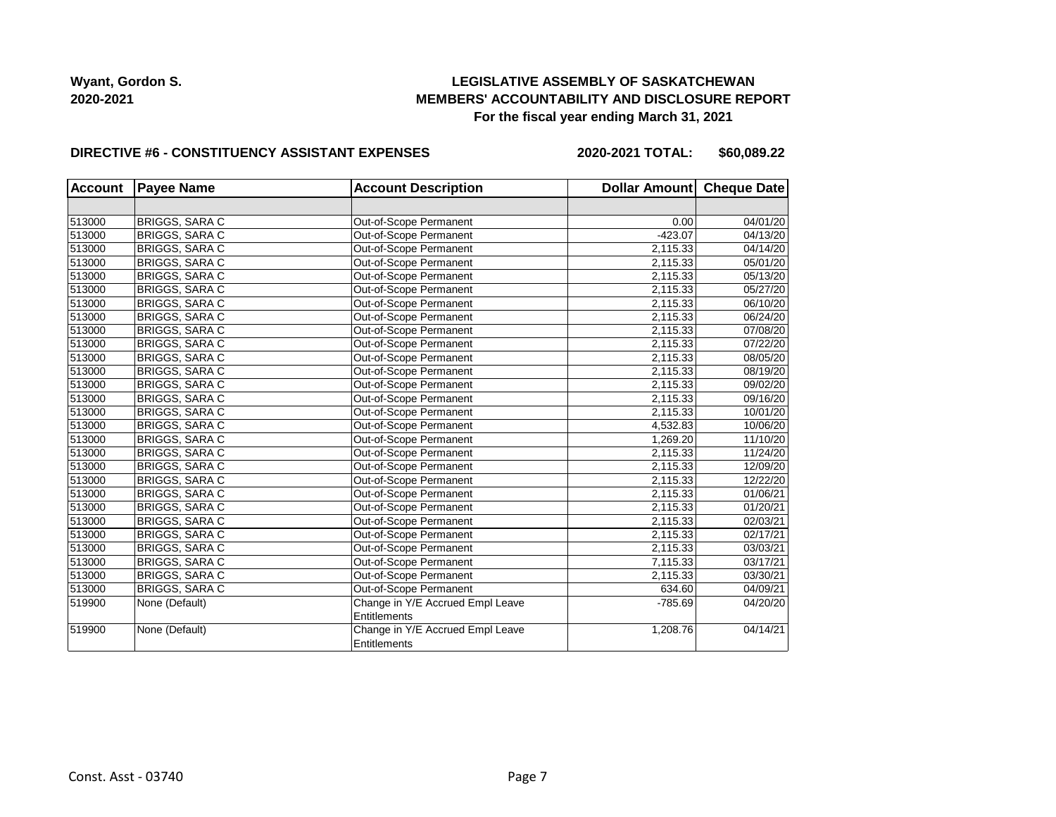**Wyant, Gordon S.**
**2020-2021**

**LEGISLATIVE ASSEMBLY OF SASKATCHEWAN**
**MEMBERS' ACCOUNTABILITY AND DISCLOSURE REPORT**
**For the fiscal year ending March 31, 2021**

**DIRECTIVE #6 - CONSTITUENCY ASSISTANT EXPENSES** **2020-2021 TOTAL: $60,089.22**

| Account | Payee Name | Account Description | Dollar Amount | Cheque Date |
|---|---|---|---|---|
| | | | | |
| 513000 | BRIGGS, SARA C | Out-of-Scope Permanent | 0.00 | 04/01/20 |
| 513000 | BRIGGS, SARA C | Out-of-Scope Permanent | -423.07 | 04/13/20 |
| 513000 | BRIGGS, SARA C | Out-of-Scope Permanent | 2,115.33 | 04/14/20 |
| 513000 | BRIGGS, SARA C | Out-of-Scope Permanent | 2,115.33 | 05/01/20 |
| 513000 | BRIGGS, SARA C | Out-of-Scope Permanent | 2,115.33 | 05/13/20 |
| 513000 | BRIGGS, SARA C | Out-of-Scope Permanent | 2,115.33 | 05/27/20 |
| 513000 | BRIGGS, SARA C | Out-of-Scope Permanent | 2,115.33 | 06/10/20 |
| 513000 | BRIGGS, SARA C | Out-of-Scope Permanent | 2,115.33 | 06/24/20 |
| 513000 | BRIGGS, SARA C | Out-of-Scope Permanent | 2,115.33 | 07/08/20 |
| 513000 | BRIGGS, SARA C | Out-of-Scope Permanent | 2,115.33 | 07/22/20 |
| 513000 | BRIGGS, SARA C | Out-of-Scope Permanent | 2,115.33 | 08/05/20 |
| 513000 | BRIGGS, SARA C | Out-of-Scope Permanent | 2,115.33 | 08/19/20 |
| 513000 | BRIGGS, SARA C | Out-of-Scope Permanent | 2,115.33 | 09/02/20 |
| 513000 | BRIGGS, SARA C | Out-of-Scope Permanent | 2,115.33 | 09/16/20 |
| 513000 | BRIGGS, SARA C | Out-of-Scope Permanent | 2,115.33 | 10/01/20 |
| 513000 | BRIGGS, SARA C | Out-of-Scope Permanent | 4,532.83 | 10/06/20 |
| 513000 | BRIGGS, SARA C | Out-of-Scope Permanent | 1,269.20 | 11/10/20 |
| 513000 | BRIGGS, SARA C | Out-of-Scope Permanent | 2,115.33 | 11/24/20 |
| 513000 | BRIGGS, SARA C | Out-of-Scope Permanent | 2,115.33 | 12/09/20 |
| 513000 | BRIGGS, SARA C | Out-of-Scope Permanent | 2,115.33 | 12/22/20 |
| 513000 | BRIGGS, SARA C | Out-of-Scope Permanent | 2,115.33 | 01/06/21 |
| 513000 | BRIGGS, SARA C | Out-of-Scope Permanent | 2,115.33 | 01/20/21 |
| 513000 | BRIGGS, SARA C | Out-of-Scope Permanent | 2,115.33 | 02/03/21 |
| 513000 | BRIGGS, SARA C | Out-of-Scope Permanent | 2,115.33 | 02/17/21 |
| 513000 | BRIGGS, SARA C | Out-of-Scope Permanent | 2,115.33 | 03/03/21 |
| 513000 | BRIGGS, SARA C | Out-of-Scope Permanent | 7,115.33 | 03/17/21 |
| 513000 | BRIGGS, SARA C | Out-of-Scope Permanent | 2,115.33 | 03/30/21 |
| 513000 | BRIGGS, SARA C | Out-of-Scope Permanent | 634.60 | 04/09/21 |
| 519900 | None (Default) | Change in Y/E Accrued Empl Leave Entitlements | -785.69 | 04/20/20 |
| 519900 | None (Default) | Change in Y/E Accrued Empl Leave Entitlements | 1,208.76 | 04/14/21 |

Const. Asst - 03740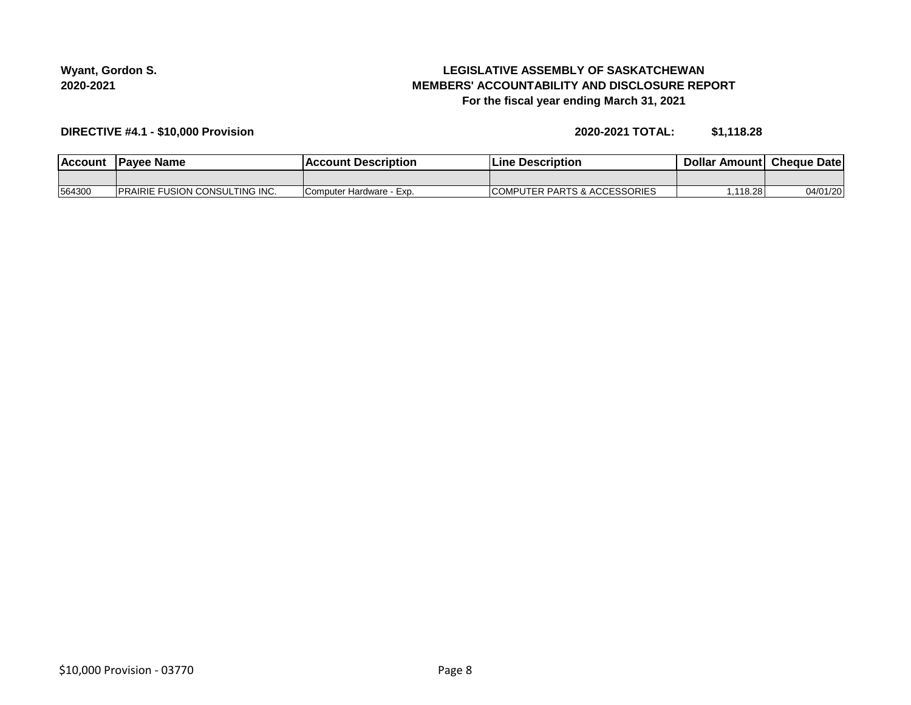**Wyant, Gordon S.**
**2020-2021**

**LEGISLATIVE ASSEMBLY OF SASKATCHEWAN**
**MEMBERS' ACCOUNTABILITY AND DISCLOSURE REPORT**
**For the fiscal year ending March 31, 2021**

**DIRECTIVE #4.1 - $10,000 Provision** **2020-2021 TOTAL: $1,118.28**

| Account | Payee Name | Account Description | Line Description | Dollar Amount | Cheque Date |
|---|---|---|---|---|---|
| | | | | | |
| 564300 | PRAIRIE FUSION CONSULTING INC. | Computer Hardware - Exp. | COMPUTER PARTS & ACCESSORIES | 1,118.28 | 04/01/20 |

$10,000 Provision - 03770